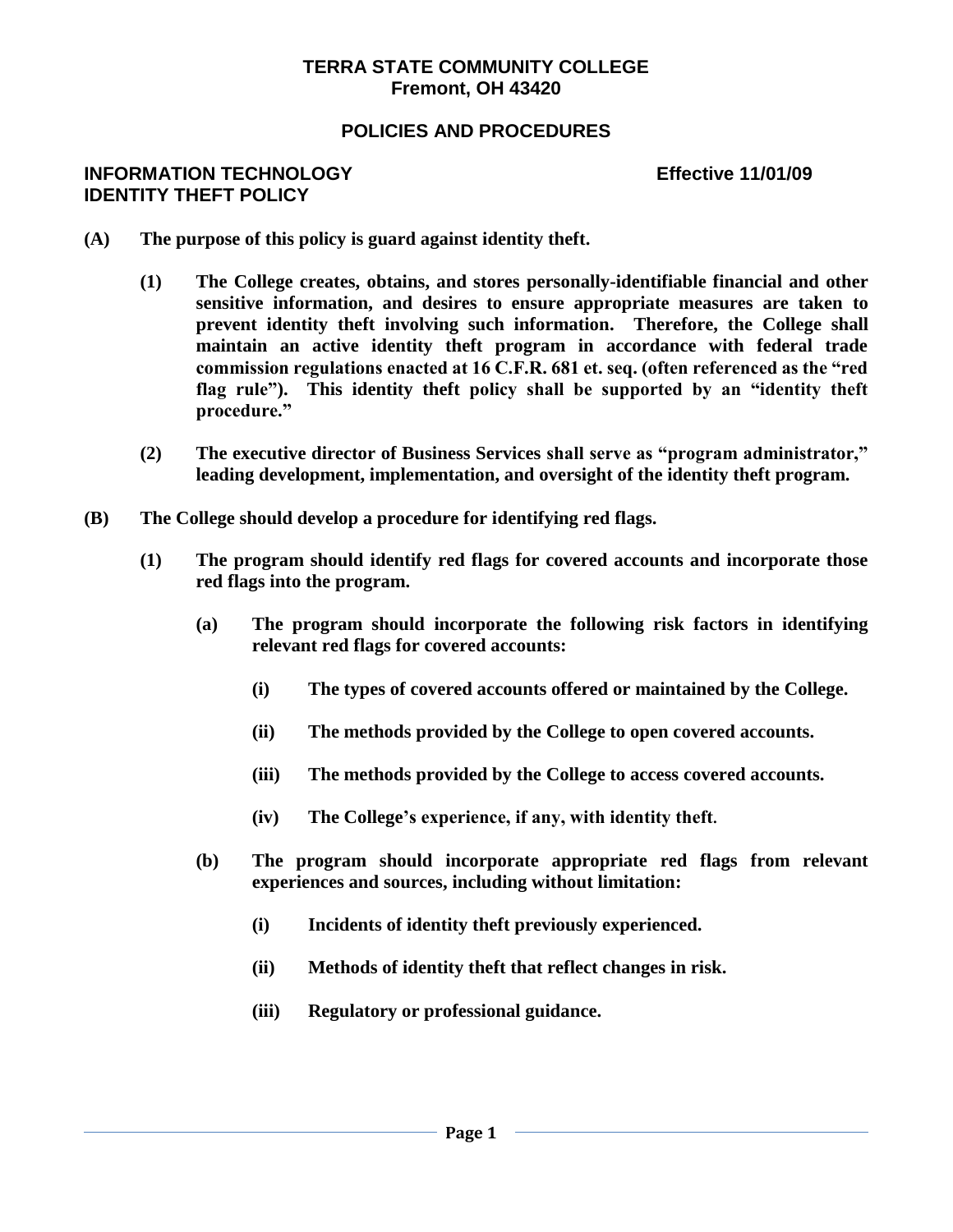**TERRA STATE COMMUNITY COLLEGE**
**Fremont, OH 43420**

**POLICIES AND PROCEDURES**

**INFORMATION TECHNOLOGY** **Effective 11/01/09**
**IDENTITY THEFT POLICY**

**(A) The purpose of this policy is guard against identity theft.**

**(1) The College creates, obtains, and stores personally-identifiable financial and other sensitive information, and desires to ensure appropriate measures are taken to prevent identity theft involving such information. Therefore, the College shall maintain an active identity theft program in accordance with federal trade commission regulations enacted at 16 C.F.R. 681 et. seq. (often referenced as the "red flag rule"). This identity theft policy shall be supported by an "identity theft procedure."**

**(2) The executive director of Business Services shall serve as "program administrator," leading development, implementation, and oversight of the identity theft program.**

**(B) The College should develop a procedure for identifying red flags.**

**(1) The program should identify red flags for covered accounts and incorporate those red flags into the program.**

**(a) The program should incorporate the following risk factors in identifying relevant red flags for covered accounts:**

**(i) The types of covered accounts offered or maintained by the College.**

**(ii) The methods provided by the College to open covered accounts.**

**(iii) The methods provided by the College to access covered accounts.**

**(iv) The College's experience, if any, with identity theft.**

**(b) The program should incorporate appropriate red flags from relevant experiences and sources, including without limitation:**

**(i) Incidents of identity theft previously experienced.**

**(ii) Methods of identity theft that reflect changes in risk.**

**(iii) Regulatory or professional guidance.**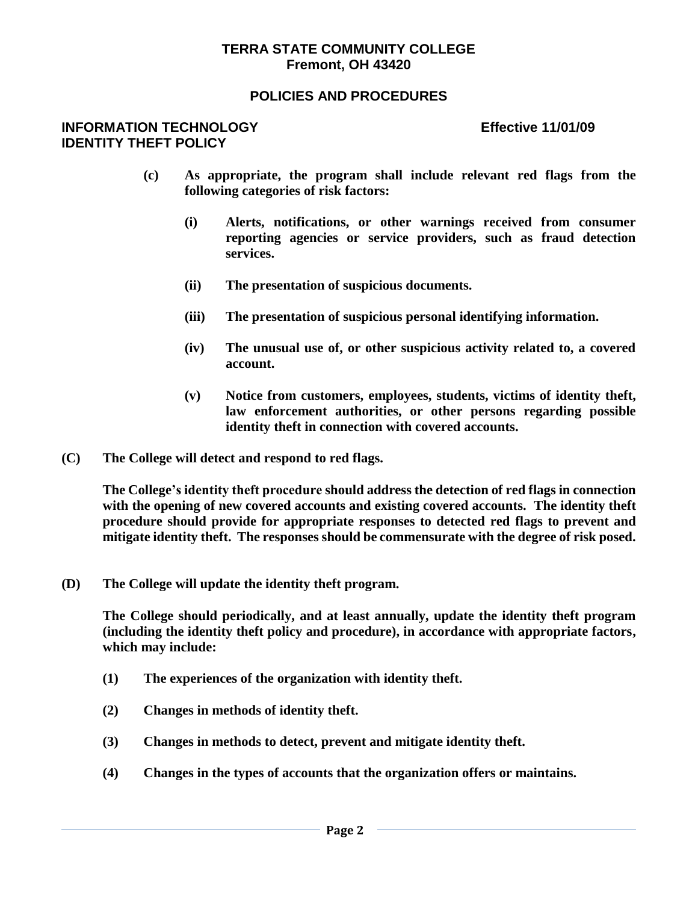**(c) As appropriate, the program shall include relevant red flags from the following categories of risk factors:**

**(i) Alerts, notifications, or other warnings received from consumer reporting agencies or service providers, such as fraud detection services.**

**(ii) The presentation of suspicious documents.**

**(iii) The presentation of suspicious personal identifying information.**

**(iv) The unusual use of, or other suspicious activity related to, a covered account.**

**(v) Notice from customers, employees, students, victims of identity theft, law enforcement authorities, or other persons regarding possible identity theft in connection with covered accounts.**

**(C) The College will detect and respond to red flags.**

**The College's identity theft procedure should address the detection of red flags in connection with the opening of new covered accounts and existing covered accounts. The identity theft procedure should provide for appropriate responses to detected red flags to prevent and mitigate identity theft. The responses should be commensurate with the degree of risk posed.**

**(D) The College will update the identity theft program.**

**The College should periodically, and at least annually, update the identity theft program (including the identity theft policy and procedure), in accordance with appropriate factors, which may include:**

**(1) The experiences of the organization with identity theft.**

**(2) Changes in methods of identity theft.**

**(3) Changes in methods to detect, prevent and mitigate identity theft.**

**(4) Changes in the types of accounts that the organization offers or maintains.**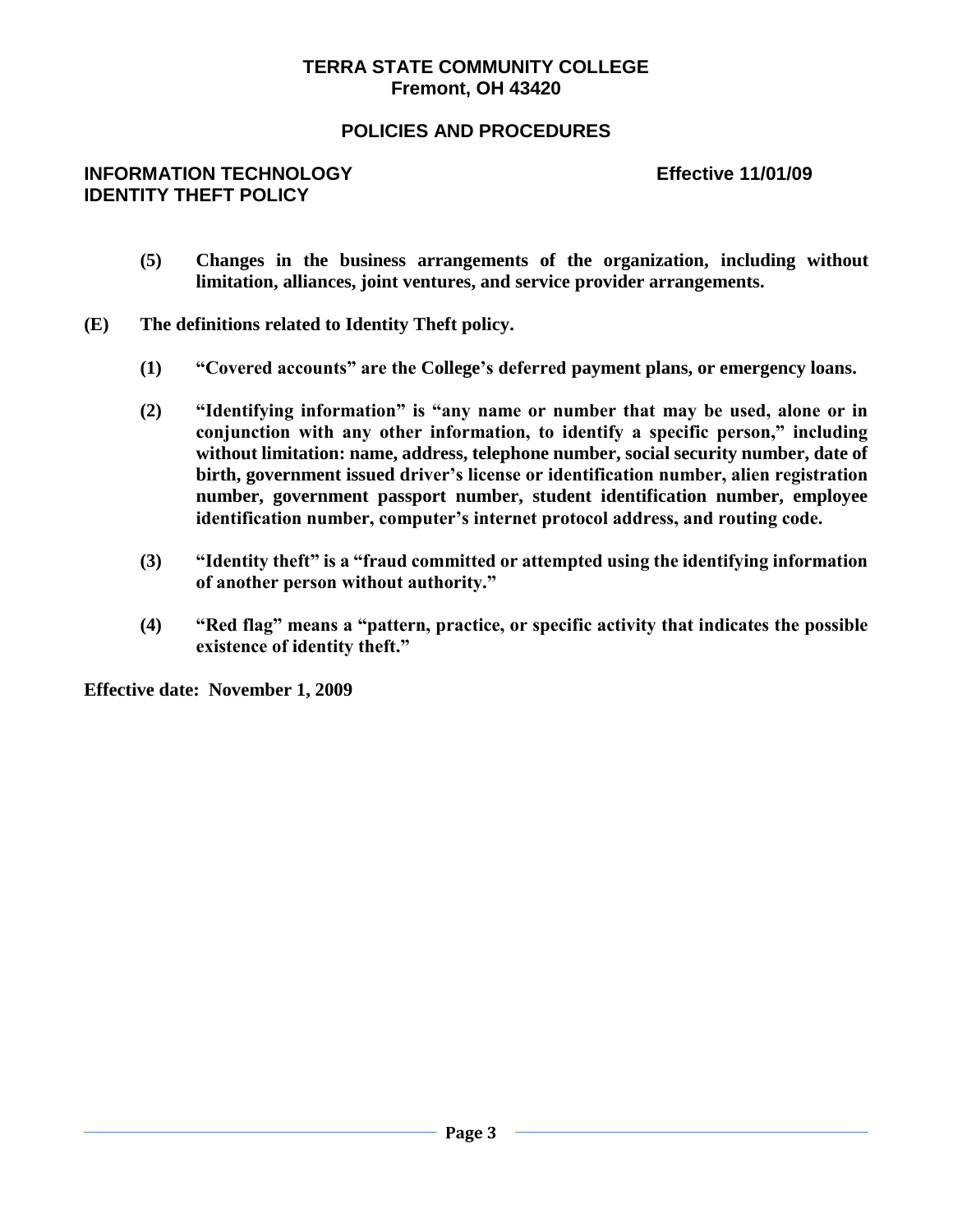**(5) Changes in the business arrangements of the organization, including without limitation, alliances, joint ventures, and service provider arrangements.**

**(E) The definitions related to Identity Theft policy.**

**(1) "Covered accounts" are the College's deferred payment plans, or emergency loans.**

**(2) "Identifying information" is "any name or number that may be used, alone or in conjunction with any other information, to identify a specific person," including without limitation: name, address, telephone number, social security number, date of birth, government issued driver's license or identification number, alien registration number, government passport number, student identification number, employee identification number, computer's internet protocol address, and routing code.**

**(3) "Identity theft" is a "fraud committed or attempted using the identifying information of another person without authority."**

**(4) "Red flag" means a "pattern, practice, or specific activity that indicates the possible existence of identity theft."**

**Effective date: November 1, 2009**